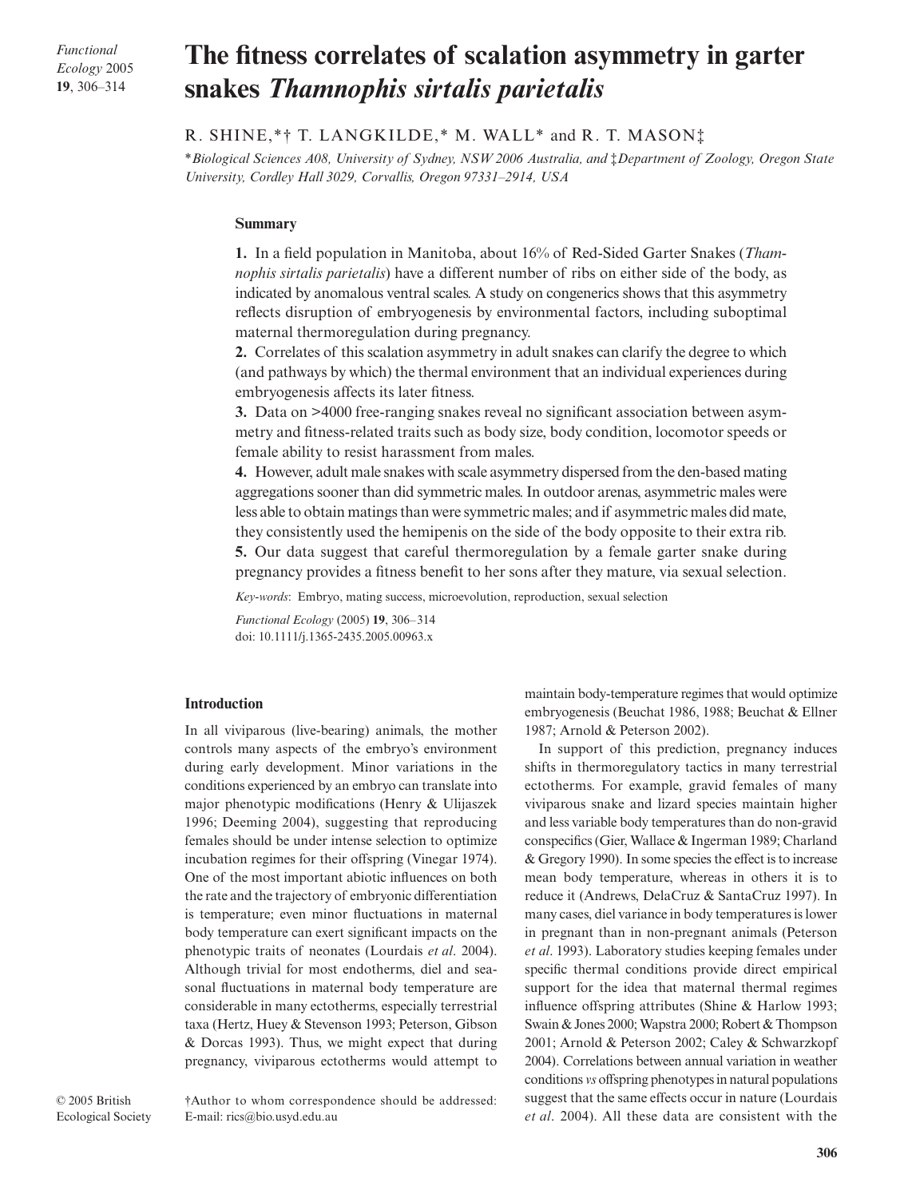# The fitness correlates of scalation asymmetry in garter snakes *Thamnophis sirtalis parietalis*

R. SHINE,*† T. LANGKILDE,* M. WALL* and R. T. MASON‡

*Biological Sciences A08, University of Sydney, NSW 2006 Australia, and ‡Department of Zoology, Oregon State University, Cordley Hall 3029, Corvallis, Oregon 97331–2914, USA*

## Summary

**1.** In a field population in Manitoba, about 16% of Red-Sided Garter Snakes (*Thamnophis sirtalis parietalis*) have a different number of ribs on either side of the body, as indicated by anomalous ventral scales. A study on congenerics shows that this asymmetry reflects disruption of embryogenesis by environmental factors, including suboptimal maternal thermoregulation during pregnancy.

**2.** Correlates of this scalation asymmetry in adult snakes can clarify the degree to which (and pathways by which) the thermal environment that an individual experiences during embryogenesis affects its later fitness.

**3.** Data on >4000 free-ranging snakes reveal no significant association between asymmetry and fitness-related traits such as body size, body condition, locomotor speeds or female ability to resist harassment from males.

**4.** However, adult male snakes with scale asymmetry dispersed from the den-based mating aggregations sooner than did symmetric males. In outdoor arenas, asymmetric males were less able to obtain matings than were symmetric males; and if asymmetric males did mate, they consistently used the hemipenis on the side of the body opposite to their extra rib.

**5.** Our data suggest that careful thermoregulation by a female garter snake during pregnancy provides a fitness benefit to her sons after they mature, via sexual selection.

*Key-words*: Embryo, mating success, microevolution, reproduction, sexual selection

*Functional Ecology* (2005) **19**, 306–314
doi: 10.1111/j.1365-2435.2005.00963.x

## Introduction

In all viviparous (live-bearing) animals, the mother controls many aspects of the embryo's environment during early development. Minor variations in the conditions experienced by an embryo can translate into major phenotypic modifications (Henry & Ulijaszek 1996; Deeming 2004), suggesting that reproducing females should be under intense selection to optimize incubation regimes for their offspring (Vinegar 1974). One of the most important abiotic influences on both the rate and the trajectory of embryonic differentiation is temperature; even minor fluctuations in maternal body temperature can exert significant impacts on the phenotypic traits of neonates (Lourdais *et al*. 2004). Although trivial for most endotherms, diel and seasonal fluctuations in maternal body temperature are considerable in many ectotherms, especially terrestrial taxa (Hertz, Huey & Stevenson 1993; Peterson, Gibson & Dorcas 1993). Thus, we might expect that during pregnancy, viviparous ectotherms would attempt to maintain body-temperature regimes that would optimize embryogenesis (Beuchat 1986, 1988; Beuchat & Ellner 1987; Arnold & Peterson 2002).

In support of this prediction, pregnancy induces shifts in thermoregulatory tactics in many terrestrial ectotherms. For example, gravid females of many viviparous snake and lizard species maintain higher and less variable body temperatures than do non-gravid conspecifics (Gier, Wallace & Ingerman 1989; Charland & Gregory 1990). In some species the effect is to increase mean body temperature, whereas in others it is to reduce it (Andrews, DelaCruz & SantaCruz 1997). In many cases, diel variance in body temperatures is lower in pregnant than in non-pregnant animals (Peterson *et al*. 1993). Laboratory studies keeping females under specific thermal conditions provide direct empirical support for the idea that maternal thermal regimes influence offspring attributes (Shine & Harlow 1993; Swain & Jones 2000; Wapstra 2000; Robert & Thompson 2001; Arnold & Peterson 2002; Caley & Schwarzkopf 2004). Correlations between annual variation in weather conditions *vs* offspring phenotypes in natural populations suggest that the same effects occur in nature (Lourdais *et al*. 2004). All these data are consistent with the

© 2005 British Ecological Society

†Author to whom correspondence should be addressed: E-mail: rics@bio.usyd.edu.au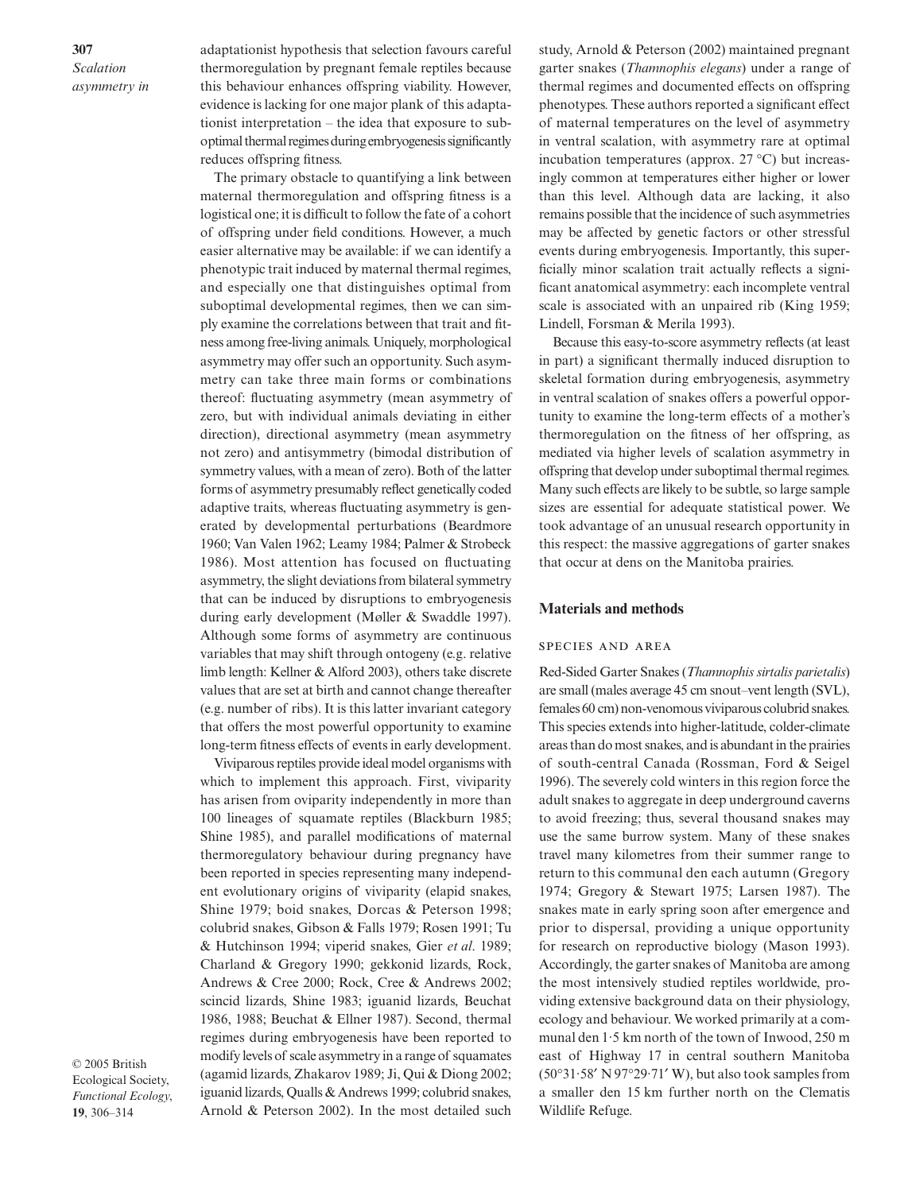adaptationist hypothesis that selection favours careful thermoregulation by pregnant female reptiles because this behaviour enhances offspring viability. However, evidence is lacking for one major plank of this adaptationist interpretation – the idea that exposure to suboptimal thermal regimes during embryogenesis significantly reduces offspring fitness.

The primary obstacle to quantifying a link between maternal thermoregulation and offspring fitness is a logistical one; it is difficult to follow the fate of a cohort of offspring under field conditions. However, a much easier alternative may be available: if we can identify a phenotypic trait induced by maternal thermal regimes, and especially one that distinguishes optimal from suboptimal developmental regimes, then we can simply examine the correlations between that trait and fitness among free-living animals. Uniquely, morphological asymmetry may offer such an opportunity. Such asymmetry can take three main forms or combinations thereof: fluctuating asymmetry (mean asymmetry of zero, but with individual animals deviating in either direction), directional asymmetry (mean asymmetry not zero) and antisymmetry (bimodal distribution of symmetry values, with a mean of zero). Both of the latter forms of asymmetry presumably reflect genetically coded adaptive traits, whereas fluctuating asymmetry is generated by developmental perturbations (Beardmore 1960; Van Valen 1962; Leamy 1984; Palmer & Strobeck 1986). Most attention has focused on fluctuating asymmetry, the slight deviations from bilateral symmetry that can be induced by disruptions to embryogenesis during early development (Møller & Swaddle 1997). Although some forms of asymmetry are continuous variables that may shift through ontogeny (e.g. relative limb length: Kellner & Alford 2003), others take discrete values that are set at birth and cannot change thereafter (e.g. number of ribs). It is this latter invariant category that offers the most powerful opportunity to examine long-term fitness effects of events in early development.

Viviparous reptiles provide ideal model organisms with which to implement this approach. First, viviparity has arisen from oviparity independently in more than 100 lineages of squamate reptiles (Blackburn 1985; Shine 1985), and parallel modifications of maternal thermoregulatory behaviour during pregnancy have been reported in species representing many independent evolutionary origins of viviparity (elapid snakes, Shine 1979; boid snakes, Dorcas & Peterson 1998; colubrid snakes, Gibson & Falls 1979; Rosen 1991; Tu & Hutchinson 1994; viperid snakes, Gier *et al.* 1989; Charland & Gregory 1990; gekkonid lizards, Rock, Andrews & Cree 2000; Rock, Cree & Andrews 2002; scincid lizards, Shine 1983; iguanid lizards, Beuchat 1986, 1988; Beuchat & Ellner 1987). Second, thermal regimes during embryogenesis have been reported to modify levels of scale asymmetry in a range of squamates (agamid lizards, Zhakarov 1989; Ji, Qui & Diong 2002; iguanid lizards, Qualls & Andrews 1999; colubrid snakes, Arnold & Peterson 2002). In the most detailed such study, Arnold & Peterson (2002) maintained pregnant garter snakes (*Thamnophis elegans*) under a range of thermal regimes and documented effects on offspring phenotypes. These authors reported a significant effect of maternal temperatures on the level of asymmetry in ventral scalation, with asymmetry rare at optimal incubation temperatures (approx. 27 °C) but increasingly common at temperatures either higher or lower than this level. Although data are lacking, it also remains possible that the incidence of such asymmetries may be affected by genetic factors or other stressful events during embryogenesis. Importantly, this superficially minor scalation trait actually reflects a significant anatomical asymmetry: each incomplete ventral scale is associated with an unpaired rib (King 1959; Lindell, Forsman & Merila 1993).

Because this easy-to-score asymmetry reflects (at least in part) a significant thermally induced disruption to skeletal formation during embryogenesis, asymmetry in ventral scalation of snakes offers a powerful opportunity to examine the long-term effects of a mother's thermoregulation on the fitness of her offspring, as mediated via higher levels of scalation asymmetry in offspring that develop under suboptimal thermal regimes. Many such effects are likely to be subtle, so large sample sizes are essential for adequate statistical power. We took advantage of an unusual research opportunity in this respect: the massive aggregations of garter snakes that occur at dens on the Manitoba prairies.

## Materials and methods

### Species and area

Red-Sided Garter Snakes (*Thamnophis sirtalis parietalis*) are small (males average 45 cm snout–vent length (SVL), females 60 cm) non-venomous viviparous colubrid snakes. This species extends into higher-latitude, colder-climate areas than do most snakes, and is abundant in the prairies of south-central Canada (Rossman, Ford & Seigel 1996). The severely cold winters in this region force the adult snakes to aggregate in deep underground caverns to avoid freezing; thus, several thousand snakes may use the same burrow system. Many of these snakes travel many kilometres from their summer range to return to this communal den each autumn (Gregory 1974; Gregory & Stewart 1975; Larsen 1987). The snakes mate in early spring soon after emergence and prior to dispersal, providing a unique opportunity for research on reproductive biology (Mason 1993). Accordingly, the garter snakes of Manitoba are among the most intensively studied reptiles worldwide, providing extensive background data on their physiology, ecology and behaviour. We worked primarily at a communal den 1·5 km north of the town of Inwood, 250 m east of Highway 17 in central southern Manitoba (50°31·58′ N 97°29·71′ W), but also took samples from a smaller den 15 km further north on the Clematis Wildlife Refuge.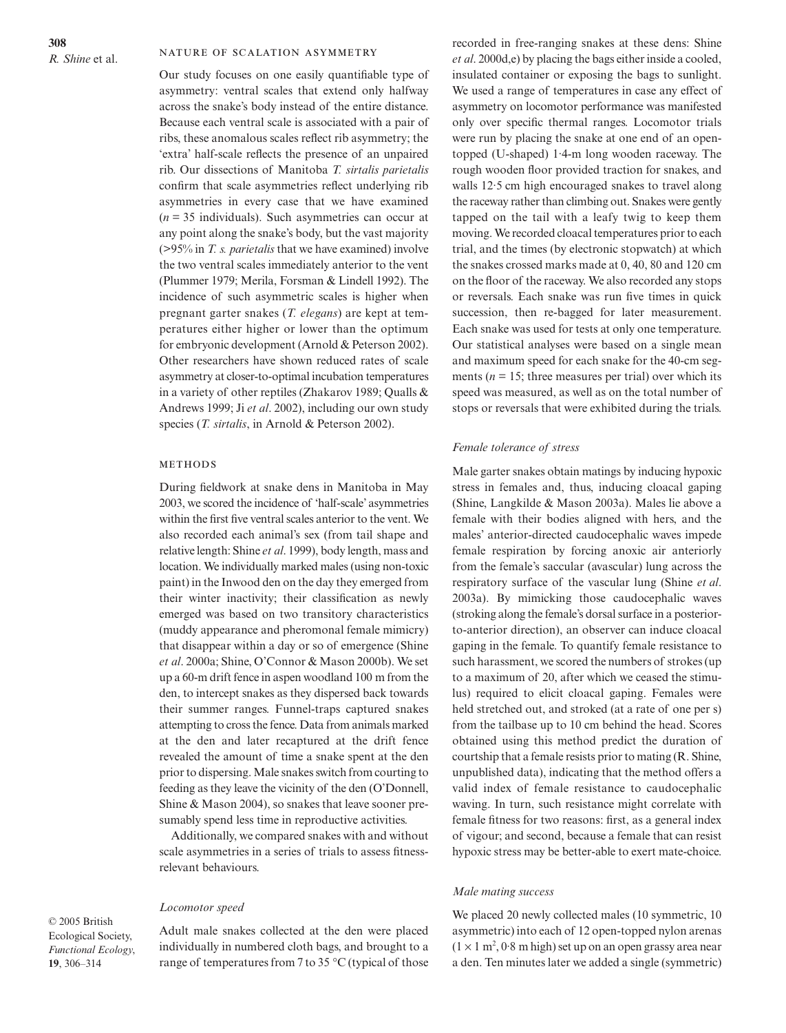## Nature of scalation asymmetry

Our study focuses on one easily quantifiable type of asymmetry: ventral scales that extend only halfway across the snake's body instead of the entire distance. Because each ventral scale is associated with a pair of ribs, these anomalous scales reflect rib asymmetry; the 'extra' half-scale reflects the presence of an unpaired rib. Our dissections of Manitoba *T. sirtalis parietalis* confirm that scale asymmetries reflect underlying rib asymmetries in every case that we have examined ($n = 35$ individuals). Such asymmetries can occur at any point along the snake's body, but the vast majority (>95% in *T. s. parietalis* that we have examined) involve the two ventral scales immediately anterior to the vent (Plummer 1979; Merila, Forsman & Lindell 1992). The incidence of such asymmetric scales is higher when pregnant garter snakes (*T. elegans*) are kept at temperatures either higher or lower than the optimum for embryonic development (Arnold & Peterson 2002). Other researchers have shown reduced rates of scale asymmetry at closer-to-optimal incubation temperatures in a variety of other reptiles (Zhakarov 1989; Qualls & Andrews 1999; Ji *et al*. 2002), including our own study species (*T. sirtalis*, in Arnold & Peterson 2002).

## Methods

During fieldwork at snake dens in Manitoba in May 2003, we scored the incidence of 'half-scale' asymmetries within the first five ventral scales anterior to the vent. We also recorded each animal's sex (from tail shape and relative length: Shine *et al*. 1999), body length, mass and location. We individually marked males (using non-toxic paint) in the Inwood den on the day they emerged from their winter inactivity; their classification as newly emerged was based on two transitory characteristics (muddy appearance and pheromonal female mimicry) that disappear within a day or so of emergence (Shine *et al*. 2000a; Shine, O'Connor & Mason 2000b). We set up a 60-m drift fence in aspen woodland 100 m from the den, to intercept snakes as they dispersed back towards their summer ranges. Funnel-traps captured snakes attempting to cross the fence. Data from animals marked at the den and later recaptured at the drift fence revealed the amount of time a snake spent at the den prior to dispersing. Male snakes switch from courting to feeding as they leave the vicinity of the den (O'Donnell, Shine & Mason 2004), so snakes that leave sooner presumably spend less time in reproductive activities.

Additionally, we compared snakes with and without scale asymmetries in a series of trials to assess fitness-relevant behaviours.

### *Locomotor speed*

Adult male snakes collected at the den were placed individually in numbered cloth bags, and brought to a range of temperatures from 7 to 35 °C (typical of those recorded in free-ranging snakes at these dens: Shine *et al*. 2000d,e) by placing the bags either inside a cooled, insulated container or exposing the bags to sunlight. We used a range of temperatures in case any effect of asymmetry on locomotor performance was manifested only over specific thermal ranges. Locomotor trials were run by placing the snake at one end of an open-topped (U-shaped) 1·4-m long wooden raceway. The rough wooden floor provided traction for snakes, and walls 12·5 cm high encouraged snakes to travel along the raceway rather than climbing out. Snakes were gently tapped on the tail with a leafy twig to keep them moving. We recorded cloacal temperatures prior to each trial, and the times (by electronic stopwatch) at which the snakes crossed marks made at 0, 40, 80 and 120 cm on the floor of the raceway. We also recorded any stops or reversals. Each snake was run five times in quick succession, then re-bagged for later measurement. Each snake was used for tests at only one temperature. Our statistical analyses were based on a single mean and maximum speed for each snake for the 40-cm segments ($n = 15$; three measures per trial) over which its speed was measured, as well as on the total number of stops or reversals that were exhibited during the trials.

### *Female tolerance of stress*

Male garter snakes obtain matings by inducing hypoxic stress in females and, thus, inducing cloacal gaping (Shine, Langkilde & Mason 2003a). Males lie above a female with their bodies aligned with hers, and the males' anterior-directed caudocephalic waves impede female respiration by forcing anoxic air anteriorly from the female's saccular (avascular) lung across the respiratory surface of the vascular lung (Shine *et al*. 2003a). By mimicking those caudocephalic waves (stroking along the female's dorsal surface in a posterior-to-anterior direction), an observer can induce cloacal gaping in the female. To quantify female resistance to such harassment, we scored the numbers of strokes (up to a maximum of 20, after which we ceased the stimulus) required to elicit cloacal gaping. Females were held stretched out, and stroked (at a rate of one per s) from the tailbase up to 10 cm behind the head. Scores obtained using this method predict the duration of courtship that a female resists prior to mating (R. Shine, unpublished data), indicating that the method offers a valid index of female resistance to caudocephalic waving. In turn, such resistance might correlate with female fitness for two reasons: first, as a general index of vigour; and second, because a female that can resist hypoxic stress may be better-able to exert mate-choice.

### *Male mating success*

We placed 20 newly collected males (10 symmetric, 10 asymmetric) into each of 12 open-topped nylon arenas ($1 \times 1$ m$^2$, 0·8 m high) set up on an open grassy area near a den. Ten minutes later we added a single (symmetric)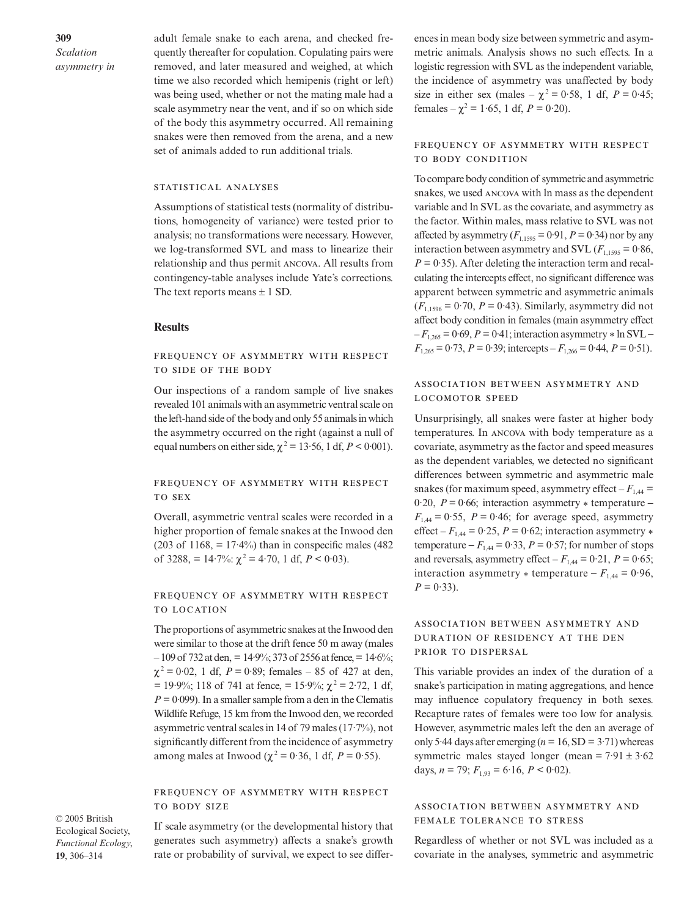adult female snake to each arena, and checked frequently thereafter for copulation. Copulating pairs were removed, and later measured and weighed, at which time we also recorded which hemipenis (right or left) was being used, whether or not the mating male had a scale asymmetry near the vent, and if so on which side of the body this asymmetry occurred. All remaining snakes were then removed from the arena, and a new set of animals added to run additional trials.

### Statistical analyses

Assumptions of statistical tests (normality of distributions, homogeneity of variance) were tested prior to analysis; no transformations were necessary. However, we log-transformed SVL and mass to linearize their relationship and thus permit ANCOVA. All results from contingency-table analyses include Yate's corrections. The text reports means ± 1 SD.

## Results

### Frequency of asymmetry with respect to side of the body

Our inspections of a random sample of live snakes revealed 101 animals with an asymmetric ventral scale on the left-hand side of the body and only 55 animals in which the asymmetry occurred on the right (against a null of equal numbers on either side, $\chi^2 = 13{\cdot}56$, 1 df, $P < 0{\cdot}001$).

### Frequency of asymmetry with respect to sex

Overall, asymmetric ventral scales were recorded in a higher proportion of female snakes at the Inwood den (203 of 1168, = 17·4%) than in conspecific males (482 of 3288, = 14·7%: $\chi^2 = 4{\cdot}70$, 1 df, $P < 0{\cdot}03$).

### Frequency of asymmetry with respect to location

The proportions of asymmetric snakes at the Inwood den were similar to those at the drift fence 50 m away (males – 109 of 732 at den, = 14·9%; 373 of 2556 at fence, = 14·6%; $\chi^2 = 0{\cdot}02$, 1 df, $P = 0{\cdot}89$; females – 85 of 427 at den, = 19·9%; 118 of 741 at fence, = 15·9%; $\chi^2 = 2{\cdot}72$, 1 df, $P = 0{\cdot}099$). In a smaller sample from a den in the Clematis Wildlife Refuge, 15 km from the Inwood den, we recorded asymmetric ventral scales in 14 of 79 males (17·7%), not significantly different from the incidence of asymmetry among males at Inwood ($\chi^2 = 0{\cdot}36$, 1 df, $P = 0{\cdot}55$).

### Frequency of asymmetry with respect to body size

If scale asymmetry (or the developmental history that generates such asymmetry) affects a snake's growth rate or probability of survival, we expect to see differences in mean body size between symmetric and asymmetric animals. Analysis shows no such effects. In a logistic regression with SVL as the independent variable, the incidence of asymmetry was unaffected by body size in either sex (males – $\chi^2 = 0{\cdot}58$, 1 df, $P = 0{\cdot}45$; females – $\chi^2 = 1{\cdot}65$, 1 df, $P = 0{\cdot}20$).

### Frequency of asymmetry with respect to body condition

To compare body condition of symmetric and asymmetric snakes, we used ANCOVA with ln mass as the dependent variable and ln SVL as the covariate, and asymmetry as the factor. Within males, mass relative to SVL was not affected by asymmetry ($F_{1,1595} = 0{\cdot}91$, $P = 0{\cdot}34$) nor by any interaction between asymmetry and SVL ($F_{1,1595} = 0{\cdot}86$, $P = 0{\cdot}35$). After deleting the interaction term and recalculating the intercepts effect, no significant difference was apparent between symmetric and asymmetric animals ($F_{1,1596} = 0{\cdot}70$, $P = 0{\cdot}43$). Similarly, asymmetry did not affect body condition in females (main asymmetry effect – $F_{1,265} = 0{\cdot}69$, $P = 0{\cdot}41$; interaction asymmetry * ln SVL – $F_{1,265} = 0{\cdot}73$, $P = 0{\cdot}39$; intercepts – $F_{1,266} = 0{\cdot}44$, $P = 0{\cdot}51$).

### Association between asymmetry and locomotor speed

Unsurprisingly, all snakes were faster at higher body temperatures. In ANCOVA with body temperature as a covariate, asymmetry as the factor and speed measures as the dependent variables, we detected no significant differences between symmetric and asymmetric male snakes (for maximum speed, asymmetry effect – $F_{1,44} = 0{\cdot}20$, $P = 0{\cdot}66$; interaction asymmetry * temperature – $F_{1,44} = 0{\cdot}55$, $P = 0{\cdot}46$; for average speed, asymmetry effect – $F_{1,44} = 0{\cdot}25$, $P = 0{\cdot}62$; interaction asymmetry * temperature – $F_{1,44} = 0{\cdot}33$, $P = 0{\cdot}57$; for number of stops and reversals, asymmetry effect – $F_{1,44} = 0{\cdot}21$, $P = 0{\cdot}65$; interaction asymmetry * temperature – $F_{1,44} = 0{\cdot}96$, $P = 0{\cdot}33$).

### Association between asymmetry and duration of residency at the den prior to dispersal

This variable provides an index of the duration of a snake's participation in mating aggregations, and hence may influence copulatory frequency in both sexes. Recapture rates of females were too low for analysis. However, asymmetric males left the den an average of only 5·44 days after emerging ($n = 16$, SD = 3·71) whereas symmetric males stayed longer (mean = 7·91 ± 3·62 days, $n = 79$; $F_{1,93} = 6{\cdot}16$, $P < 0{\cdot}02$).

### Association between asymmetry and female tolerance to stress

Regardless of whether or not SVL was included as a covariate in the analyses, symmetric and asymmetric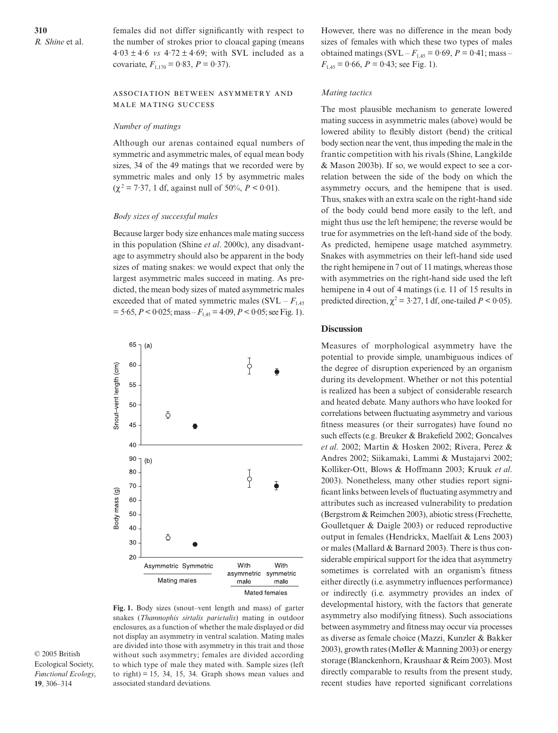females did not differ significantly with respect to the number of strokes prior to cloacal gaping (means $4{\cdot}03 \pm 4{\cdot}6$ *vs* $4{\cdot}72 \pm 4{\cdot}69$; with SVL included as a covariate, $F_{1,170} = 0{\cdot}83$, $P = 0{\cdot}37$).

## Association between asymmetry and male mating success

### *Number of matings*

Although our arenas contained equal numbers of symmetric and asymmetric males, of equal mean body sizes, 34 of the 49 matings that we recorded were by symmetric males and only 15 by asymmetric males ($\chi^2 = 7{\cdot}37$, 1 df, against null of 50%, $P < 0{\cdot}01$).

### *Body sizes of successful males*

Because larger body size enhances male mating success in this population (Shine *et al*. 2000c), any disadvantage to asymmetry should also be apparent in the body sizes of mating snakes: we would expect that only the largest asymmetric males succeed in mating. As predicted, the mean body sizes of mated asymmetric males exceeded that of mated symmetric males (SVL – $F_{1,45} = 5{\cdot}65$, $P < 0{\cdot}025$; mass – $F_{1,45} = 4{\cdot}09$, $P < 0{\cdot}05$; see Fig. 1).

**Fig. 1.** Body sizes (snout–vent length and mass) of garter snakes (*Thamnophis sirtalis parietalis*) mating in outdoor enclosures, as a function of whether the male displayed or did not display an asymmetry in ventral scalation. Mating males are divided into those with asymmetry in this trait and those without such asymmetry; females are divided according to which type of male they mated with. Sample sizes (left to right) = 15, 34, 15, 34. Graph shows mean values and associated standard deviations.

However, there was no difference in the mean body sizes of females with which these two types of males obtained matings (SVL – $F_{1,45} = 0{\cdot}69$, $P = 0{\cdot}41$; mass – $F_{1,45} = 0{\cdot}66$, $P = 0{\cdot}43$; see Fig. 1).

### *Mating tactics*

The most plausible mechanism to generate lowered mating success in asymmetric males (above) would be lowered ability to flexibly distort (bend) the critical body section near the vent, thus impeding the male in the frantic competition with his rivals (Shine, Langkilde & Mason 2003b). If so, we would expect to see a correlation between the side of the body on which the asymmetry occurs, and the hemipene that is used. Thus, snakes with an extra scale on the right-hand side of the body could bend more easily to the left, and might thus use the left hemipene; the reverse would be true for asymmetries on the left-hand side of the body. As predicted, hemipene usage matched asymmetry. Snakes with asymmetries on their left-hand side used the right hemipene in 7 out of 11 matings, whereas those with asymmetries on the right-hand side used the left hemipene in 4 out of 4 matings (i.e. 11 of 15 results in predicted direction, $\chi^2 = 3{\cdot}27$, 1 df, one-tailed $P < 0{\cdot}05$).

## Discussion

Measures of morphological asymmetry have the potential to provide simple, unambiguous indices of the degree of disruption experienced by an organism during its development. Whether or not this potential is realized has been a subject of considerable research and heated debate. Many authors who have looked for correlations between fluctuating asymmetry and various fitness measures (or their surrogates) have found no such effects (e.g. Breuker & Brakefield 2002; Goncalves *et al*. 2002; Martin & Hosken 2002; Rivera, Perez & Andres 2002; Siikamaki, Lammi & Mustajarvi 2002; Kolliker-Ott, Blows & Hoffmann 2003; Kruuk *et al*. 2003). Nonetheless, many other studies report significant links between levels of fluctuating asymmetry and attributes such as increased vulnerability to predation (Bergstrom & Reimchen 2003), abiotic stress (Frechette, Goulletquer & Daigle 2003) or reduced reproductive output in females (Hendrickx, Maelfait & Lens 2003) or males (Mallard & Barnard 2003). There is thus considerable empirical support for the idea that asymmetry sometimes is correlated with an organism's fitness either directly (i.e. asymmetry influences performance) or indirectly (i.e. asymmetry provides an index of developmental history, with the factors that generate asymmetry also modifying fitness). Such associations between asymmetry and fitness may occur via processes as diverse as female choice (Mazzi, Kunzler & Bakker 2003), growth rates (MøIler & Manning 2003) or energy storage (Blanckenhorn, Kraushaar & Reim 2003). Most directly comparable to results from the present study, recent studies have reported significant correlations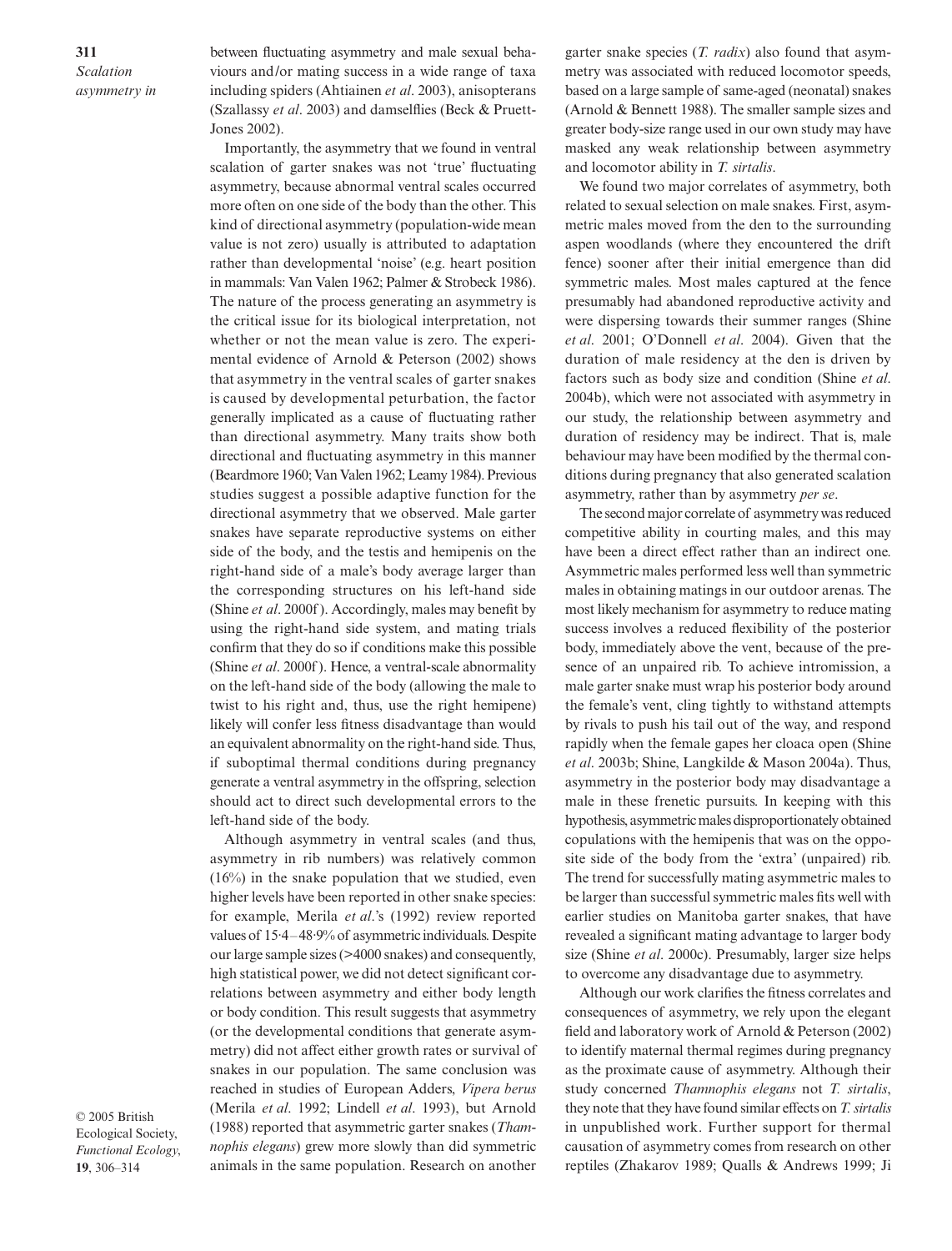between fluctuating asymmetry and male sexual behaviours and/or mating success in a wide range of taxa including spiders (Ahtiainen *et al*. 2003), anisopterans (Szallassy *et al*. 2003) and damselflies (Beck & Pruett-Jones 2002).

Importantly, the asymmetry that we found in ventral scalation of garter snakes was not 'true' fluctuating asymmetry, because abnormal ventral scales occurred more often on one side of the body than the other. This kind of directional asymmetry (population-wide mean value is not zero) usually is attributed to adaptation rather than developmental 'noise' (e.g. heart position in mammals: Van Valen 1962; Palmer & Strobeck 1986). The nature of the process generating an asymmetry is the critical issue for its biological interpretation, not whether or not the mean value is zero. The experimental evidence of Arnold & Peterson (2002) shows that asymmetry in the ventral scales of garter snakes is caused by developmental peturbation, the factor generally implicated as a cause of fluctuating rather than directional asymmetry. Many traits show both directional and fluctuating asymmetry in this manner (Beardmore 1960; Van Valen 1962; Leamy 1984). Previous studies suggest a possible adaptive function for the directional asymmetry that we observed. Male garter snakes have separate reproductive systems on either side of the body, and the testis and hemipenis on the right-hand side of a male's body average larger than the corresponding structures on his left-hand side (Shine *et al*. 2000f). Accordingly, males may benefit by using the right-hand side system, and mating trials confirm that they do so if conditions make this possible (Shine *et al*. 2000f). Hence, a ventral-scale abnormality on the left-hand side of the body (allowing the male to twist to his right and, thus, use the right hemipene) likely will confer less fitness disadvantage than would an equivalent abnormality on the right-hand side. Thus, if suboptimal thermal conditions during pregnancy generate a ventral asymmetry in the offspring, selection should act to direct such developmental errors to the left-hand side of the body.

Although asymmetry in ventral scales (and thus, asymmetry in rib numbers) was relatively common (16%) in the snake population that we studied, even higher levels have been reported in other snake species: for example, Merila *et al*.'s (1992) review reported values of 15·4–48·9% of asymmetric individuals. Despite our large sample sizes (>4000 snakes) and consequently, high statistical power, we did not detect significant correlations between asymmetry and either body length or body condition. This result suggests that asymmetry (or the developmental conditions that generate asymmetry) did not affect either growth rates or survival of snakes in our population. The same conclusion was reached in studies of European Adders, *Vipera berus* (Merila *et al*. 1992; Lindell *et al*. 1993), but Arnold (1988) reported that asymmetric garter snakes (*Thamnophis elegans*) grew more slowly than did symmetric animals in the same population. Research on another garter snake species (*T. radix*) also found that asymmetry was associated with reduced locomotor speeds, based on a large sample of same-aged (neonatal) snakes (Arnold & Bennett 1988). The smaller sample sizes and greater body-size range used in our own study may have masked any weak relationship between asymmetry and locomotor ability in *T. sirtalis*.

We found two major correlates of asymmetry, both related to sexual selection on male snakes. First, asymmetric males moved from the den to the surrounding aspen woodlands (where they encountered the drift fence) sooner after their initial emergence than did symmetric males. Most males captured at the fence presumably had abandoned reproductive activity and were dispersing towards their summer ranges (Shine *et al*. 2001; O'Donnell *et al*. 2004). Given that the duration of male residency at the den is driven by factors such as body size and condition (Shine *et al*. 2004b), which were not associated with asymmetry in our study, the relationship between asymmetry and duration of residency may be indirect. That is, male behaviour may have been modified by the thermal conditions during pregnancy that also generated scalation asymmetry, rather than by asymmetry *per se*.

The second major correlate of asymmetry was reduced competitive ability in courting males, and this may have been a direct effect rather than an indirect one. Asymmetric males performed less well than symmetric males in obtaining matings in our outdoor arenas. The most likely mechanism for asymmetry to reduce mating success involves a reduced flexibility of the posterior body, immediately above the vent, because of the presence of an unpaired rib. To achieve intromission, a male garter snake must wrap his posterior body around the female's vent, cling tightly to withstand attempts by rivals to push his tail out of the way, and respond rapidly when the female gapes her cloaca open (Shine *et al*. 2003b; Shine, Langkilde & Mason 2004a). Thus, asymmetry in the posterior body may disadvantage a male in these frenetic pursuits. In keeping with this hypothesis, asymmetric males disproportionately obtained copulations with the hemipenis that was on the opposite side of the body from the 'extra' (unpaired) rib. The trend for successfully mating asymmetric males to be larger than successful symmetric males fits well with earlier studies on Manitoba garter snakes, that have revealed a significant mating advantage to larger body size (Shine *et al*. 2000c). Presumably, larger size helps to overcome any disadvantage due to asymmetry.

Although our work clarifies the fitness correlates and consequences of asymmetry, we rely upon the elegant field and laboratory work of Arnold & Peterson (2002) to identify maternal thermal regimes during pregnancy as the proximate cause of asymmetry. Although their study concerned *Thamnophis elegans* not *T. sirtalis*, they note that they have found similar effects on *T. sirtalis* in unpublished work. Further support for thermal causation of asymmetry comes from research on other reptiles (Zhakarov 1989; Qualls & Andrews 1999; Ji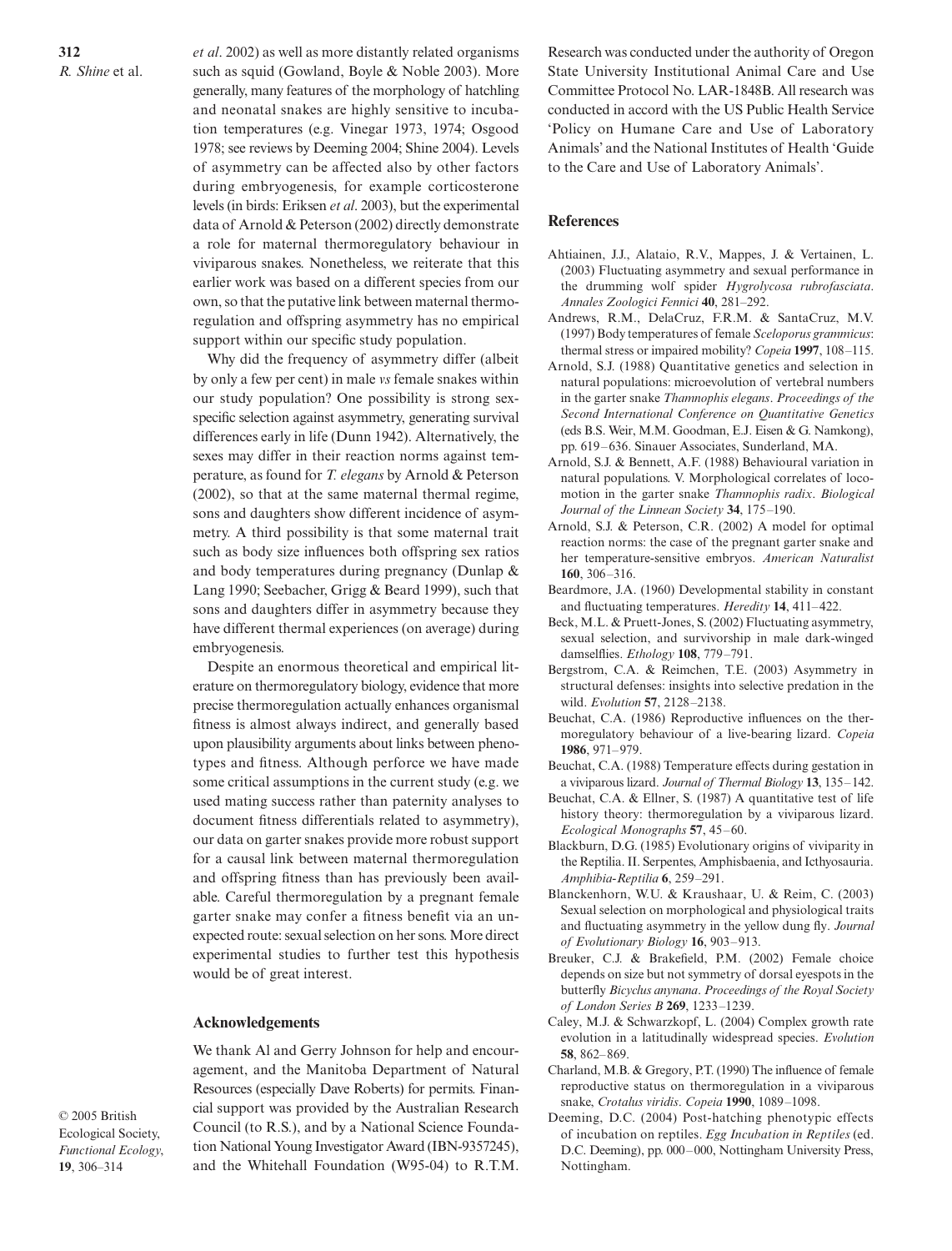*et al*. 2002) as well as more distantly related organisms such as squid (Gowland, Boyle & Noble 2003). More generally, many features of the morphology of hatchling and neonatal snakes are highly sensitive to incubation temperatures (e.g. Vinegar 1973, 1974; Osgood 1978; see reviews by Deeming 2004; Shine 2004). Levels of asymmetry can be affected also by other factors during embryogenesis, for example corticosterone levels (in birds: Eriksen *et al*. 2003), but the experimental data of Arnold & Peterson (2002) directly demonstrate a role for maternal thermoregulatory behaviour in viviparous snakes. Nonetheless, we reiterate that this earlier work was based on a different species from our own, so that the putative link between maternal thermoregulation and offspring asymmetry has no empirical support within our specific study population.

Why did the frequency of asymmetry differ (albeit by only a few per cent) in male *vs* female snakes within our study population? One possibility is strong sex-specific selection against asymmetry, generating survival differences early in life (Dunn 1942). Alternatively, the sexes may differ in their reaction norms against temperature, as found for *T. elegans* by Arnold & Peterson (2002), so that at the same maternal thermal regime, sons and daughters show different incidence of asymmetry. A third possibility is that some maternal trait such as body size influences both offspring sex ratios and body temperatures during pregnancy (Dunlap & Lang 1990; Seebacher, Grigg & Beard 1999), such that sons and daughters differ in asymmetry because they have different thermal experiences (on average) during embryogenesis.

Despite an enormous theoretical and empirical literature on thermoregulatory biology, evidence that more precise thermoregulation actually enhances organismal fitness is almost always indirect, and generally based upon plausibility arguments about links between phenotypes and fitness. Although perforce we have made some critical assumptions in the current study (e.g. we used mating success rather than paternity analyses to document fitness differentials related to asymmetry), our data on garter snakes provide more robust support for a causal link between maternal thermoregulation and offspring fitness than has previously been available. Careful thermoregulation by a pregnant female garter snake may confer a fitness benefit via an unexpected route: sexual selection on her sons. More direct experimental studies to further test this hypothesis would be of great interest.

## Acknowledgements

We thank Al and Gerry Johnson for help and encouragement, and the Manitoba Department of Natural Resources (especially Dave Roberts) for permits. Financial support was provided by the Australian Research Council (to R.S.), and by a National Science Foundation National Young Investigator Award (IBN-9357245), and the Whitehall Foundation (W95-04) to R.T.M. Research was conducted under the authority of Oregon State University Institutional Animal Care and Use Committee Protocol No. LAR-1848B. All research was conducted in accord with the US Public Health Service 'Policy on Humane Care and Use of Laboratory Animals' and the National Institutes of Health 'Guide to the Care and Use of Laboratory Animals'.

## References

Ahtiainen, J.J., Alataio, R.V., Mappes, J. & Vertainen, L. (2003) Fluctuating asymmetry and sexual performance in the drumming wolf spider *Hygrolycosa rubrofasciata*. *Annales Zoologici Fennici* **40**, 281–292.

Andrews, R.M., DelaCruz, F.R.M. & SantaCruz, M.V. (1997) Body temperatures of female *Sceloporus grammicus*: thermal stress or impaired mobility? *Copeia* **1997**, 108–115.

Arnold, S.J. (1988) Quantitative genetics and selection in natural populations: microevolution of vertebral numbers in the garter snake *Thamnophis elegans*. *Proceedings of the Second International Conference on Quantitative Genetics* (eds B.S. Weir, M.M. Goodman, E.J. Eisen & G. Namkong), pp. 619–636. Sinauer Associates, Sunderland, MA.

Arnold, S.J. & Bennett, A.F. (1988) Behavioural variation in natural populations. V. Morphological correlates of locomotion in the garter snake *Thamnophis radix*. *Biological Journal of the Linnean Society* **34**, 175–190.

Arnold, S.J. & Peterson, C.R. (2002) A model for optimal reaction norms: the case of the pregnant garter snake and her temperature-sensitive embryos. *American Naturalist* **160**, 306–316.

Beardmore, J.A. (1960) Developmental stability in constant and fluctuating temperatures. *Heredity* **14**, 411–422.

Beck, M.L. & Pruett-Jones, S. (2002) Fluctuating asymmetry, sexual selection, and survivorship in male dark-winged damselflies. *Ethology* **108**, 779–791.

Bergstrom, C.A. & Reimchen, T.E. (2003) Asymmetry in structural defenses: insights into selective predation in the wild. *Evolution* **57**, 2128–2138.

Beuchat, C.A. (1986) Reproductive influences on the thermoregulatory behaviour of a live-bearing lizard. *Copeia* **1986**, 971–979.

Beuchat, C.A. (1988) Temperature effects during gestation in a viviparous lizard. *Journal of Thermal Biology* **13**, 135–142.

Beuchat, C.A. & Ellner, S. (1987) A quantitative test of life history theory: thermoregulation by a viviparous lizard. *Ecological Monographs* **57**, 45–60.

Blackburn, D.G. (1985) Evolutionary origins of viviparity in the Reptilia. II. Serpentes, Amphisbaenia, and Icthyosauria. *Amphibia-Reptilia* **6**, 259–291.

Blanckenhorn, W.U. & Kraushaar, U. & Reim, C. (2003) Sexual selection on morphological and physiological traits and fluctuating asymmetry in the yellow dung fly. *Journal of Evolutionary Biology* **16**, 903–913.

Breuker, C.J. & Brakefield, P.M. (2002) Female choice depends on size but not symmetry of dorsal eyespots in the butterfly *Bicyclus anynana*. *Proceedings of the Royal Society of London Series B* **269**, 1233–1239.

Caley, M.J. & Schwarzkopf, L. (2004) Complex growth rate evolution in a latitudinally widespread species. *Evolution* **58**, 862–869.

Charland, M.B. & Gregory, P.T. (1990) The influence of female reproductive status on thermoregulation in a viviparous snake, *Crotalus viridis*. *Copeia* **1990**, 1089–1098.

Deeming, D.C. (2004) Post-hatching phenotypic effects of incubation on reptiles. *Egg Incubation in Reptiles* (ed. D.C. Deeming), pp. 000–000, Nottingham University Press, Nottingham.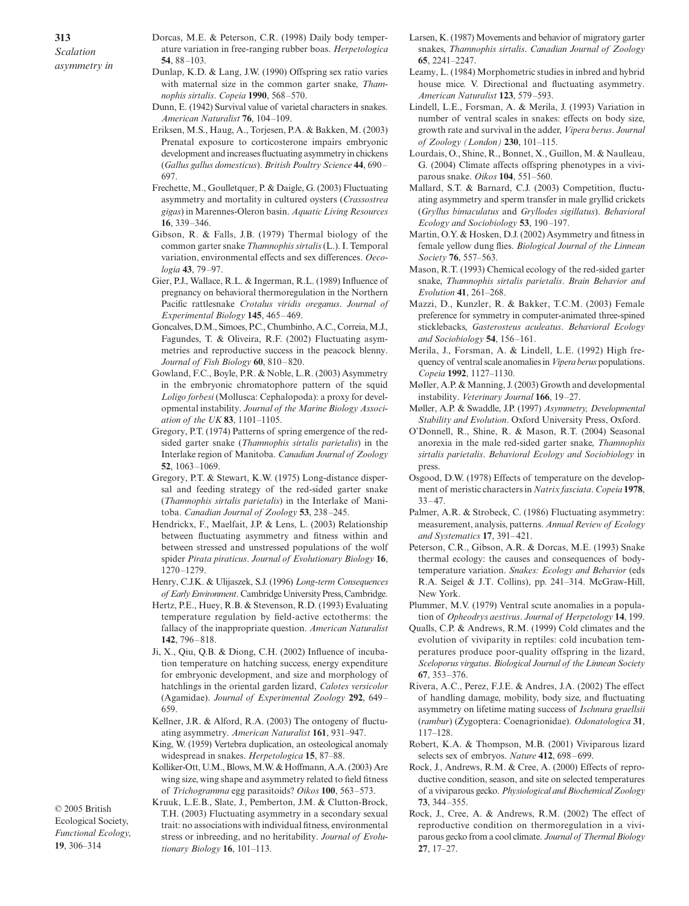Dorcas, M.E. & Peterson, C.R. (1998) Daily body temperature variation in free-ranging rubber boas. *Herpetologica* **54**, 88–103.

Dunlap, K.D. & Lang, J.W. (1990) Offspring sex ratio varies with maternal size in the common garter snake, *Thamnophis sirtalis*. *Copeia* **1990**, 568–570.

Dunn, E. (1942) Survival value of varietal characters in snakes. *American Naturalist* **76**, 104–109.

Eriksen, M.S., Haug, A., Torjesen, P.A. & Bakken, M. (2003) Prenatal exposure to corticosterone impairs embryonic development and increases fluctuating asymmetry in chickens (*Gallus gallus domesticus*). *British Poultry Science* **44**, 690–697.

Frechette, M., Goulletquer, P. & Daigle, G. (2003) Fluctuating asymmetry and mortality in cultured oysters (*Crassostrea gigas*) in Marennes-Oleron basin. *Aquatic Living Resources* **16**, 339–346.

Gibson, R. & Falls, J.B. (1979) Thermal biology of the common garter snake *Thamnophis sirtalis* (L.). I. Temporal variation, environmental effects and sex differences. *Oecologia* **43**, 79–97.

Gier, P.J., Wallace, R.L. & Ingerman, R.L. (1989) Influence of pregnancy on behavioral thermoregulation in the Northern Pacific rattlesnake *Crotalus viridis oreganus*. *Journal of Experimental Biology* **145**, 465–469.

Goncalves, D.M., Simoes, P.C., Chumbinho, A.C., Correia, M.J., Fagundes, T. & Oliveira, R.F. (2002) Fluctuating asymmetries and reproductive success in the peacock blenny. *Journal of Fish Biology* **60**, 810–820.

Gowland, F.C., Boyle, P.R. & Noble, L.R. (2003) Asymmetry in the embryonic chromatophore pattern of the squid *Loligo forbesi* (Mollusca: Cephalopoda): a proxy for developmental instability. *Journal of the Marine Biology Association of the UK* **83**, 1101–1105.

Gregory, P.T. (1974) Patterns of spring emergence of the red-sided garter snake (*Thamnophis sirtalis parietalis*) in the Interlake region of Manitoba. *Canadian Journal of Zoology* **52**, 1063–1069.

Gregory, P.T. & Stewart, K.W. (1975) Long-distance dispersal and feeding strategy of the red-sided garter snake (*Thamnophis sirtalis parietalis*) in the Interlake of Manitoba. *Canadian Journal of Zoology* **53**, 238–245.

Hendrickx, F., Maelfait, J.P. & Lens, L. (2003) Relationship between fluctuating asymmetry and fitness within and between stressed and unstressed populations of the wolf spider *Pirata piraticus*. *Journal of Evolutionary Biology* **16**, 1270–1279.

Henry, C.J.K. & Ulijaszek, S.J. (1996) *Long-term Consequences of Early Environment*. Cambridge University Press, Cambridge.

Hertz, P.E., Huey, R.B. & Stevenson, R.D. (1993) Evaluating temperature regulation by field-active ectotherms: the fallacy of the inappropriate question. *American Naturalist* **142**, 796–818.

Ji, X., Qiu, Q.B. & Diong, C.H. (2002) Influence of incubation temperature on hatching success, energy expenditure for embryonic development, and size and morphology of hatchlings in the oriental garden lizard, *Calotes versicolor* (Agamidae). *Journal of Experimental Zoology* **292**, 649–659.

Kellner, J.R. & Alford, R.A. (2003) The ontogeny of fluctuating asymmetry. *American Naturalist* **161**, 931–947.

King, W. (1959) Vertebra duplication, an osteological anomaly widespread in snakes. *Herpetologica* **15**, 87–88.

Kolliker-Ott, U.M., Blows, M.W. & Hoffmann, A.A. (2003) Are wing size, wing shape and asymmetry related to field fitness of *Trichogramma* egg parasitoids? *Oikos* **100**, 563–573.

Kruuk, L.E.B., Slate, J., Pemberton, J.M. & Clutton-Brock, T.H. (2003) Fluctuating asymmetry in a secondary sexual trait: no associations with individual fitness, environmental stress or inbreeding, and no heritability. *Journal of Evolutionary Biology* **16**, 101–113.

Larsen, K. (1987) Movements and behavior of migratory garter snakes, *Thamnophis sirtalis*. *Canadian Journal of Zoology* **65**, 2241–2247.

Leamy, L. (1984) Morphometric studies in inbred and hybrid house mice. V. Directional and fluctuating asymmetry. *American Naturalist* **123**, 579–593.

Lindell, L.E., Forsman, A. & Merila, J. (1993) Variation in number of ventral scales in snakes: effects on body size, growth rate and survival in the adder, *Vipera berus*. *Journal of Zoology (London)* **230**, 101–115.

Lourdais, O., Shine, R., Bonnet, X., Guillon, M. & Naulleau, G. (2004) Climate affects offspring phenotypes in a viviparous snake. *Oikos* **104**, 551–560.

Mallard, S.T. & Barnard, C.J. (2003) Competition, fluctuating asymmetry and sperm transfer in male gryllid crickets (*Gryllus bimaculatus* and *Gryllodes sigillatus*). *Behavioral Ecology and Sociobiology* **53**, 190–197.

Martin, O.Y. & Hosken, D.J. (2002) Asymmetry and fitness in female yellow dung flies. *Biological Journal of the Linnean Society* **76**, 557–563.

Mason, R.T. (1993) Chemical ecology of the red-sided garter snake, *Thamnophis sirtalis parietalis*. *Brain Behavior and Evolution* **41**, 261–268.

Mazzi, D., Kunzler, R. & Bakker, T.C.M. (2003) Female preference for symmetry in computer-animated three-spined sticklebacks, *Gasterosteus aculeatus*. *Behavioral Ecology and Sociobiology* **54**, 156–161.

Merila, J., Forsman, A. & Lindell, L.E. (1992) High frequency of ventral scale anomalies in *Vipera berus* populations. *Copeia* **1992**, 1127–1130.

MøIler, A.P. & Manning, J. (2003) Growth and developmental instability. *Veterinary Journal* **166**, 19–27.

Møller, A.P. & Swaddle, J.P. (1997) *Asymmetry, Developmental Stability and Evolution*. Oxford University Press, Oxford.

O'Donnell, R., Shine, R. & Mason, R.T. (2004) Seasonal anorexia in the male red-sided garter snake, *Thamnophis sirtalis parietalis*. *Behavioral Ecology and Sociobiology* in press.

Osgood, D.W. (1978) Effects of temperature on the development of meristic characters in *Natrix fasciata*. *Copeia* **1978**, 33–47.

Palmer, A.R. & Strobeck, C. (1986) Fluctuating asymmetry: measurement, analysis, patterns. *Annual Review of Ecology and Systematics* **17**, 391–421.

Peterson, C.R., Gibson, A.R. & Dorcas, M.E. (1993) Snake thermal ecology: the causes and consequences of body-temperature variation. *Snakes: Ecology and Behavior* (eds R.A. Seigel & J.T. Collins), pp. 241–314. McGraw-Hill, New York.

Plummer, M.V. (1979) Ventral scute anomalies in a population of *Opheodrys aestivus*. *Journal of Herpetology* **14**, 199.

Qualls, C.P. & Andrews, R.M. (1999) Cold climates and the evolution of viviparity in reptiles: cold incubation temperatures produce poor-quality offspring in the lizard, *Sceloporus virgatus*. *Biological Journal of the Linnean Society* **67**, 353–376.

Rivera, A.C., Perez, F.J.E. & Andres, J.A. (2002) The effect of handling damage, mobility, body size, and fluctuating asymmetry on lifetime mating success of *Ischnura graellsii* (*rambur*) (Zygoptera: Coenagrionidae). *Odonatologica* **31**, 117–128.

Robert, K.A. & Thompson, M.B. (2001) Viviparous lizard selects sex of embryos. *Nature* **412**, 698–699.

Rock, J., Andrews, R.M. & Cree, A. (2000) Effects of reproductive condition, season, and site on selected temperatures of a viviparous gecko. *Physiological and Biochemical Zoology* **73**, 344–355.

Rock, J., Cree, A. & Andrews, R.M. (2002) The effect of reproductive condition on thermoregulation in a viviparous gecko from a cool climate. *Journal of Thermal Biology* **27**, 17–27.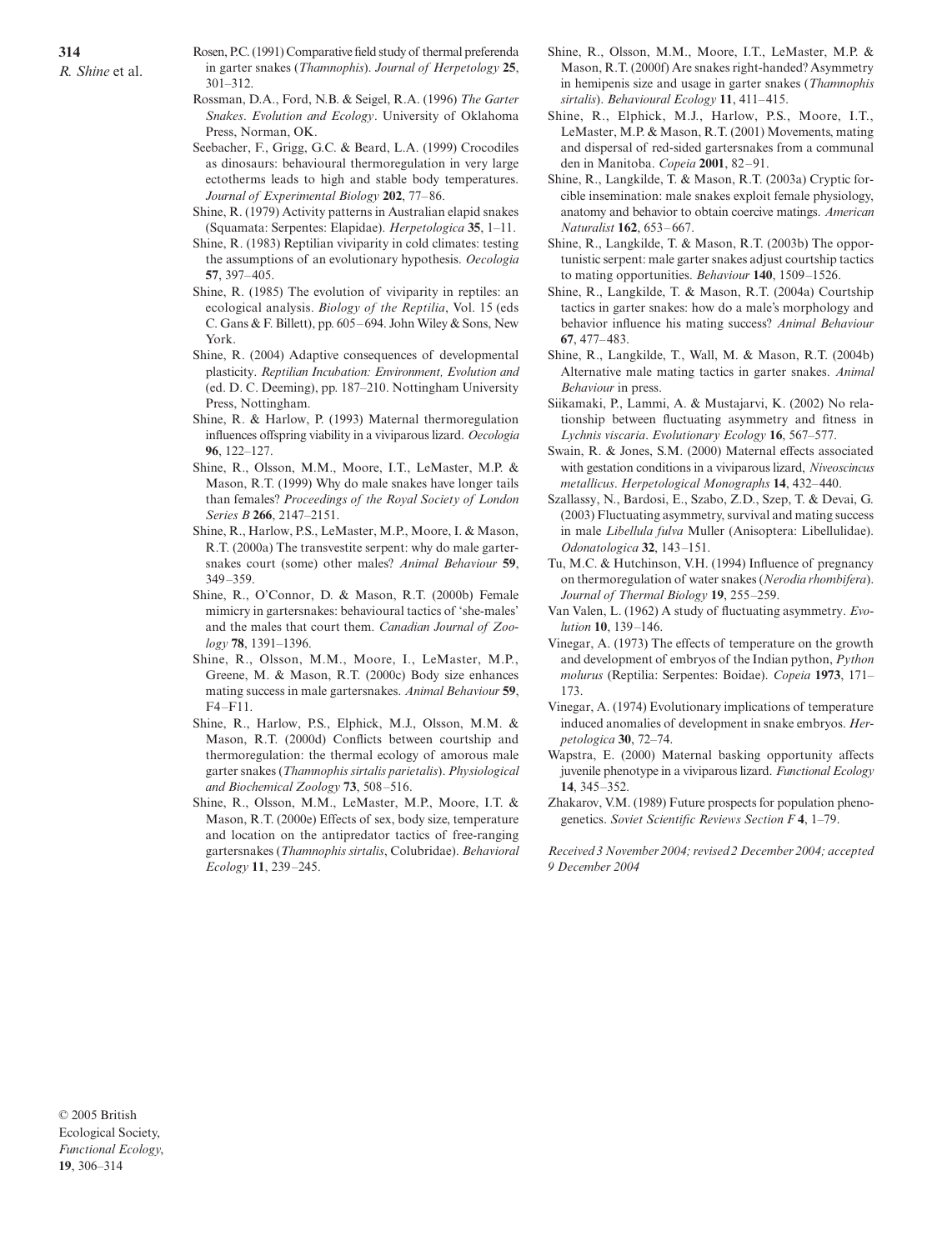Rosen, P.C. (1991) Comparative field study of thermal preferenda in garter snakes (*Thamnophis*). *Journal of Herpetology* **25**, 301–312.

Rossman, D.A., Ford, N.B. & Seigel, R.A. (1996) *The Garter Snakes. Evolution and Ecology*. University of Oklahoma Press, Norman, OK.

Seebacher, F., Grigg, G.C. & Beard, L.A. (1999) Crocodiles as dinosaurs: behavioural thermoregulation in very large ectotherms leads to high and stable body temperatures. *Journal of Experimental Biology* **202**, 77–86.

Shine, R. (1979) Activity patterns in Australian elapid snakes (Squamata: Serpentes: Elapidae). *Herpetologica* **35**, 1–11.

Shine, R. (1983) Reptilian viviparity in cold climates: testing the assumptions of an evolutionary hypothesis. *Oecologia* **57**, 397–405.

Shine, R. (1985) The evolution of viviparity in reptiles: an ecological analysis. *Biology of the Reptilia*, Vol. 15 (eds C. Gans & F. Billett), pp. 605–694. John Wiley & Sons, New York.

Shine, R. (2004) Adaptive consequences of developmental plasticity. *Reptilian Incubation: Environment, Evolution and* (ed. D. C. Deeming), pp. 187–210. Nottingham University Press, Nottingham.

Shine, R. & Harlow, P. (1993) Maternal thermoregulation influences offspring viability in a viviparous lizard. *Oecologia* **96**, 122–127.

Shine, R., Olsson, M.M., Moore, I.T., LeMaster, M.P. & Mason, R.T. (1999) Why do male snakes have longer tails than females? *Proceedings of the Royal Society of London Series B* **266**, 2147–2151.

Shine, R., Harlow, P.S., LeMaster, M.P., Moore, I. & Mason, R.T. (2000a) The transvestite serpent: why do male gartersnakes court (some) other males? *Animal Behaviour* **59**, 349–359.

Shine, R., O'Connor, D. & Mason, R.T. (2000b) Female mimicry in gartersnakes: behavioural tactics of 'she-males' and the males that court them. *Canadian Journal of Zoology* **78**, 1391–1396.

Shine, R., Olsson, M.M., Moore, I., LeMaster, M.P., Greene, M. & Mason, R.T. (2000c) Body size enhances mating success in male gartersnakes. *Animal Behaviour* **59**, F4–F11.

Shine, R., Harlow, P.S., Elphick, M.J., Olsson, M.M. & Mason, R.T. (2000d) Conflicts between courtship and thermoregulation: the thermal ecology of amorous male garter snakes (*Thamnophis sirtalis parietalis*). *Physiological and Biochemical Zoology* **73**, 508–516.

Shine, R., Olsson, M.M., LeMaster, M.P., Moore, I.T. & Mason, R.T. (2000e) Effects of sex, body size, temperature and location on the antipredator tactics of free-ranging gartersnakes (*Thamnophis sirtalis*, Colubridae). *Behavioral Ecology* **11**, 239–245.

Shine, R., Olsson, M.M., Moore, I.T., LeMaster, M.P. & Mason, R.T. (2000f) Are snakes right-handed? Asymmetry in hemipenis size and usage in garter snakes (*Thamnophis sirtalis*). *Behavioural Ecology* **11**, 411–415.

Shine, R., Elphick, M.J., Harlow, P.S., Moore, I.T., LeMaster, M.P. & Mason, R.T. (2001) Movements, mating and dispersal of red-sided gartersnakes from a communal den in Manitoba. *Copeia* **2001**, 82–91.

Shine, R., Langkilde, T. & Mason, R.T. (2003a) Cryptic forcible insemination: male snakes exploit female physiology, anatomy and behavior to obtain coercive matings. *American Naturalist* **162**, 653–667.

Shine, R., Langkilde, T. & Mason, R.T. (2003b) The opportunistic serpent: male garter snakes adjust courtship tactics to mating opportunities. *Behaviour* **140**, 1509–1526.

Shine, R., Langkilde, T. & Mason, R.T. (2004a) Courtship tactics in garter snakes: how do a male's morphology and behavior influence his mating success? *Animal Behaviour* **67**, 477–483.

Shine, R., Langkilde, T., Wall, M. & Mason, R.T. (2004b) Alternative male mating tactics in garter snakes. *Animal Behaviour* in press.

Siikamaki, P., Lammi, A. & Mustajarvi, K. (2002) No relationship between fluctuating asymmetry and fitness in *Lychnis viscaria*. *Evolutionary Ecology* **16**, 567–577.

Swain, R. & Jones, S.M. (2000) Maternal effects associated with gestation conditions in a viviparous lizard, *Niveoscincus metallicus*. *Herpetological Monographs* **14**, 432–440.

Szallassy, N., Bardosi, E., Szabo, Z.D., Szep, T. & Devai, G. (2003) Fluctuating asymmetry, survival and mating success in male *Libellula fulva* Muller (Anisoptera: Libellulidae). *Odonatologica* **32**, 143–151.

Tu, M.C. & Hutchinson, V.H. (1994) Influence of pregnancy on thermoregulation of water snakes (*Nerodia rhombifera*). *Journal of Thermal Biology* **19**, 255–259.

Van Valen, L. (1962) A study of fluctuating asymmetry. *Evolution* **10**, 139–146.

Vinegar, A. (1973) The effects of temperature on the growth and development of embryos of the Indian python, *Python molurus* (Reptilia: Serpentes: Boidae). *Copeia* **1973**, 171–173.

Vinegar, A. (1974) Evolutionary implications of temperature induced anomalies of development in snake embryos. *Herpetologica* **30**, 72–74.

Wapstra, E. (2000) Maternal basking opportunity affects juvenile phenotype in a viviparous lizard. *Functional Ecology* **14**, 345–352.

Zhakarov, V.M. (1989) Future prospects for population phenogenetics. *Soviet Scientific Reviews Section F* **4**, 1–79.

*Received 3 November 2004; revised 2 December 2004; accepted 9 December 2004*